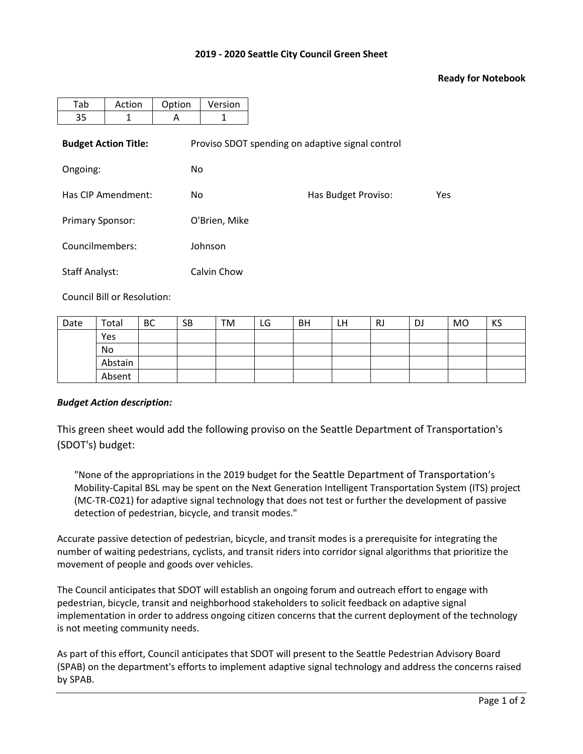**2019 - 2020 Seattle City Council Green Sheet**

**Ready for Notebook**

| Tab | Action | Option | Version |
|---|---|---|---|
| 35 | 1 | A | 1 |

**Budget Action Title:** Proviso SDOT spending on adaptive signal control

Ongoing: No

Has CIP Amendment: No    Has Budget Proviso: Yes

Primary Sponsor: O'Brien, Mike

Councilmembers: Johnson

Staff Analyst: Calvin Chow

Council Bill or Resolution:

| Date | Total | BC | SB | TM | LG | BH | LH | RJ | DJ | MO | KS |
|---|---|---|---|---|---|---|---|---|---|---|---|
| | Yes | | | | | | | | | | |
| | No | | | | | | | | | | |
| | Abstain | | | | | | | | | | |
| | Absent | | | | | | | | | | |

***Budget Action description:***

This green sheet would add the following proviso on the Seattle Department of Transportation's (SDOT's) budget:

> "None of the appropriations in the 2019 budget for the Seattle Department of Transportation's Mobility-Capital BSL may be spent on the Next Generation Intelligent Transportation System (ITS) project (MC-TR-C021) for adaptive signal technology that does not test or further the development of passive detection of pedestrian, bicycle, and transit modes."

Accurate passive detection of pedestrian, bicycle, and transit modes is a prerequisite for integrating the number of waiting pedestrians, cyclists, and transit riders into corridor signal algorithms that prioritize the movement of people and goods over vehicles.

The Council anticipates that SDOT will establish an ongoing forum and outreach effort to engage with pedestrian, bicycle, transit and neighborhood stakeholders to solicit feedback on adaptive signal implementation in order to address ongoing citizen concerns that the current deployment of the technology is not meeting community needs.

As part of this effort, Council anticipates that SDOT will present to the Seattle Pedestrian Advisory Board (SPAB) on the department's efforts to implement adaptive signal technology and address the concerns raised by SPAB.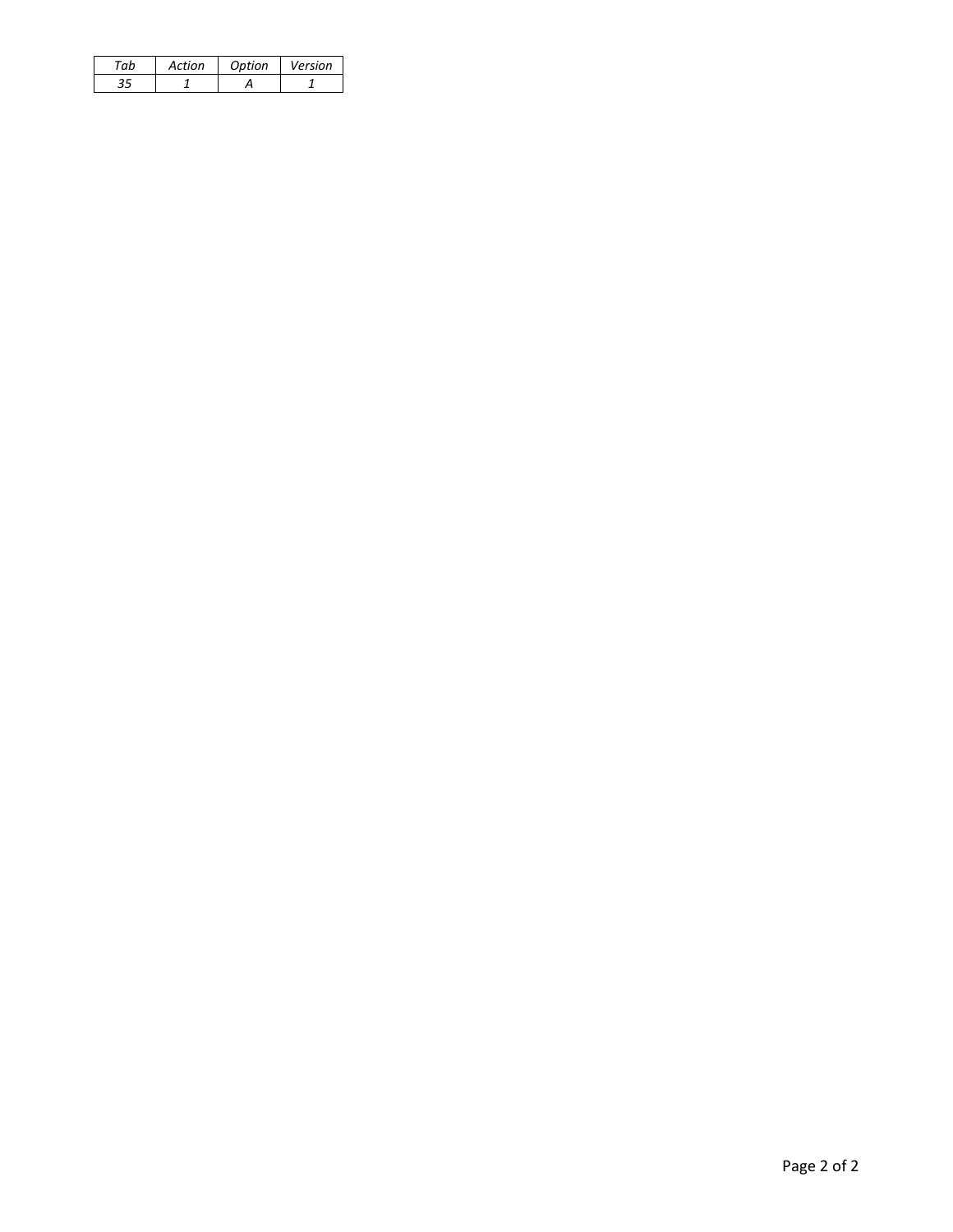| *Tab* | *Action* | *Option* | *Version* |
|---|---|---|---|
| *35* | *1* | *A* | *1* |